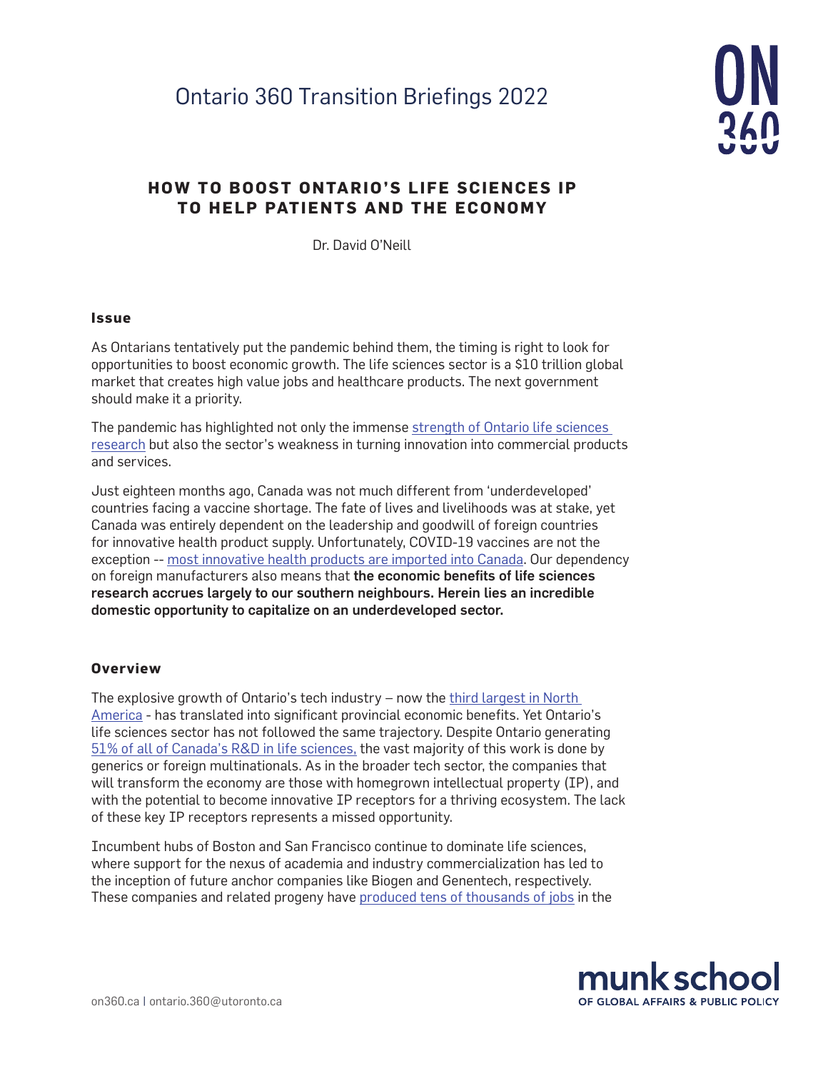Ontario 360 Transition Briefings 2022

# HOW TO BOOST ONTARIO'S LIFE SCIENCES IP TO HELP PATIENTS AND THE ECONOMY

Dr. David O'Neill

## Issue

As Ontarians tentatively put the pandemic behind them, the timing is right to look for opportunities to boost economic growth. The life sciences sector is a $10 trillion global market that creates high value jobs and healthcare products. The next government should make it a priority.

The pandemic has highlighted not only the immense strength of Ontario life sciences research but also the sector's weakness in turning innovation into commercial products and services.

Just eighteen months ago, Canada was not much different from 'underdeveloped' countries facing a vaccine shortage. The fate of lives and livelihoods was at stake, yet Canada was entirely dependent on the leadership and goodwill of foreign countries for innovative health product supply. Unfortunately, COVID-19 vaccines are not the exception -- most innovative health products are imported into Canada. Our dependency on foreign manufacturers also means that **the economic benefits of life sciences research accrues largely to our southern neighbours. Herein lies an incredible domestic opportunity to capitalize on an underdeveloped sector.**

## Overview

The explosive growth of Ontario's tech industry – now the third largest in North America - has translated into significant provincial economic benefits. Yet Ontario's life sciences sector has not followed the same trajectory. Despite Ontario generating 51% of all of Canada's R&D in life sciences, the vast majority of this work is done by generics or foreign multinationals. As in the broader tech sector, the companies that will transform the economy are those with homegrown intellectual property (IP), and with the potential to become innovative IP receptors for a thriving ecosystem. The lack of these key IP receptors represents a missed opportunity.

Incumbent hubs of Boston and San Francisco continue to dominate life sciences, where support for the nexus of academia and industry commercialization has led to the inception of future anchor companies like Biogen and Genentech, respectively. These companies and related progeny have produced tens of thousands of jobs in the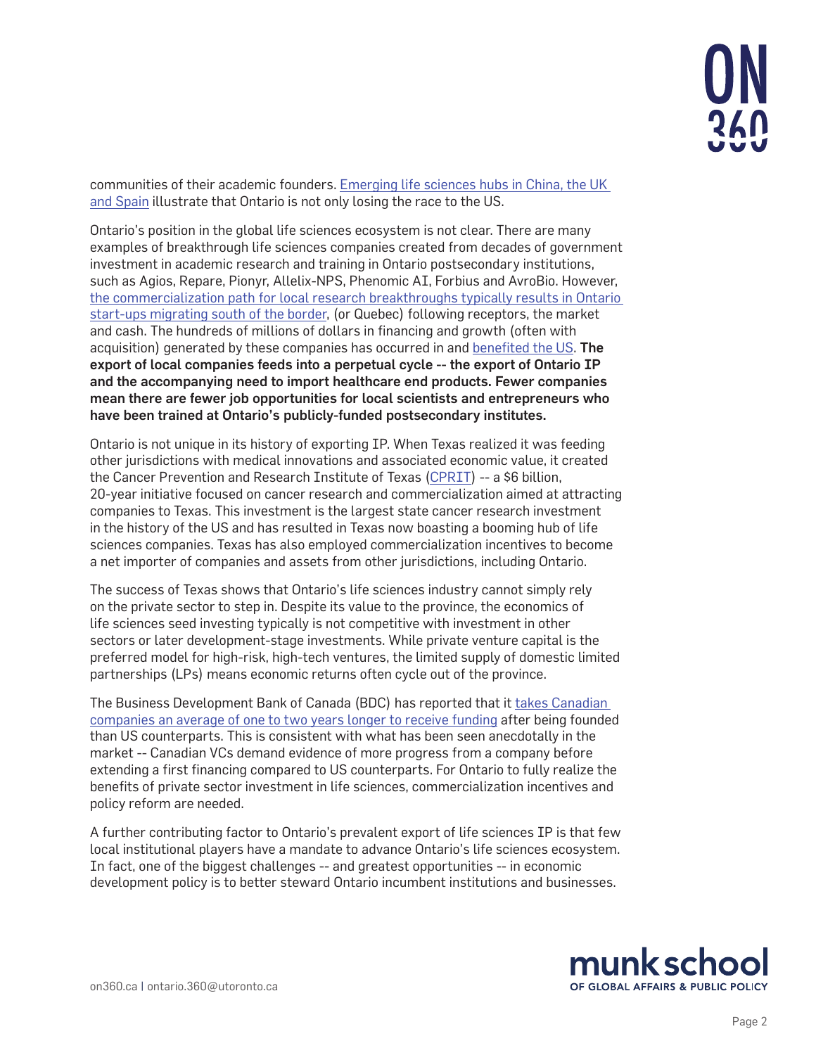communities of their academic founders. Emerging life sciences hubs in China, the UK and Spain illustrate that Ontario is not only losing the race to the US.

Ontario's position in the global life sciences ecosystem is not clear. There are many examples of breakthrough life sciences companies created from decades of government investment in academic research and training in Ontario postsecondary institutions, such as Agios, Repare, Pionyr, Allelix-NPS, Phenomic AI, Forbius and AvroBio. However, the commercialization path for local research breakthroughs typically results in Ontario start-ups migrating south of the border, (or Quebec) following receptors, the market and cash. The hundreds of millions of dollars in financing and growth (often with acquisition) generated by these companies has occurred in and benefited the US. **The export of local companies feeds into a perpetual cycle -- the export of Ontario IP and the accompanying need to import healthcare end products. Fewer companies mean there are fewer job opportunities for local scientists and entrepreneurs who have been trained at Ontario's publicly-funded postsecondary institutes.**

Ontario is not unique in its history of exporting IP. When Texas realized it was feeding other jurisdictions with medical innovations and associated economic value, it created the Cancer Prevention and Research Institute of Texas (CPRIT) -- a $6 billion, 20-year initiative focused on cancer research and commercialization aimed at attracting companies to Texas. This investment is the largest state cancer research investment in the history of the US and has resulted in Texas now boasting a booming hub of life sciences companies. Texas has also employed commercialization incentives to become a net importer of companies and assets from other jurisdictions, including Ontario.

The success of Texas shows that Ontario's life sciences industry cannot simply rely on the private sector to step in. Despite its value to the province, the economics of life sciences seed investing typically is not competitive with investment in other sectors or later development-stage investments. While private venture capital is the preferred model for high-risk, high-tech ventures, the limited supply of domestic limited partnerships (LPs) means economic returns often cycle out of the province.

The Business Development Bank of Canada (BDC) has reported that it takes Canadian companies an average of one to two years longer to receive funding after being founded than US counterparts. This is consistent with what has been seen anecdotally in the market -- Canadian VCs demand evidence of more progress from a company before extending a first financing compared to US counterparts. For Ontario to fully realize the benefits of private sector investment in life sciences, commercialization incentives and policy reform are needed.

A further contributing factor to Ontario's prevalent export of life sciences IP is that few local institutional players have a mandate to advance Ontario's life sciences ecosystem. In fact, one of the biggest challenges -- and greatest opportunities -- in economic development policy is to better steward Ontario incumbent institutions and businesses.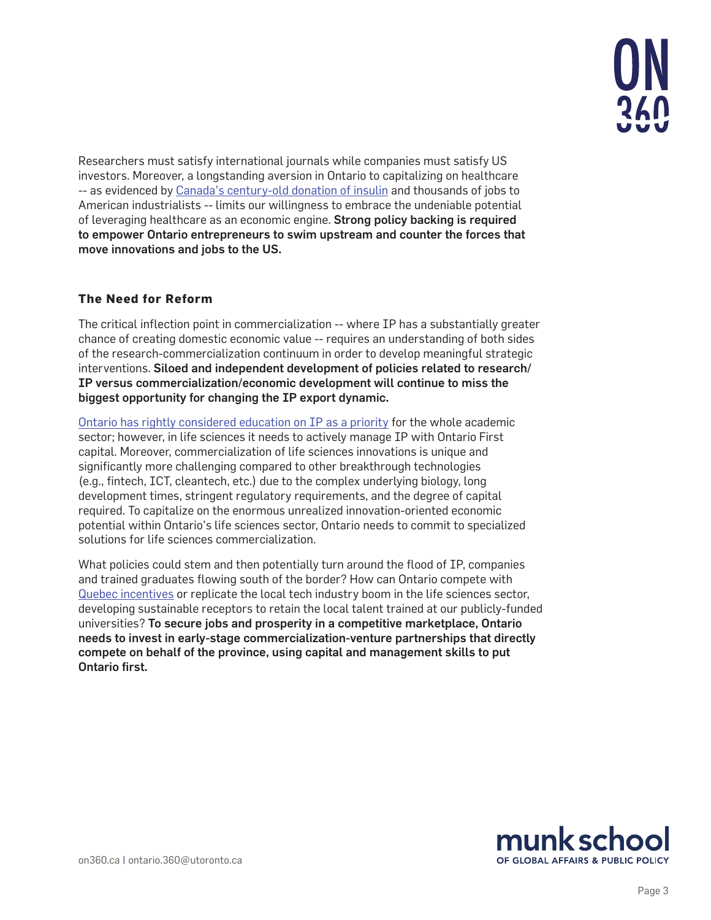Researchers must satisfy international journals while companies must satisfy US investors. Moreover, a longstanding aversion in Ontario to capitalizing on healthcare -- as evidenced by [Canada's century-old donation of insulin](#) and thousands of jobs to American industrialists -- limits our willingness to embrace the undeniable potential of leveraging healthcare as an economic engine. **Strong policy backing is required to empower Ontario entrepreneurs to swim upstream and counter the forces that move innovations and jobs to the US.**

### The Need for Reform

The critical inflection point in commercialization -- where IP has a substantially greater chance of creating domestic economic value -- requires an understanding of both sides of the research-commercialization continuum in order to develop meaningful strategic interventions. **Siloed and independent development of policies related to research/IP versus commercialization/economic development will continue to miss the biggest opportunity for changing the IP export dynamic.**

[Ontario has rightly considered education on IP as a priority](#) for the whole academic sector; however, in life sciences it needs to actively manage IP with Ontario First capital. Moreover, commercialization of life sciences innovations is unique and significantly more challenging compared to other breakthrough technologies (e.g., fintech, ICT, cleantech, etc.) due to the complex underlying biology, long development times, stringent regulatory requirements, and the degree of capital required. To capitalize on the enormous unrealized innovation-oriented economic potential within Ontario's life sciences sector, Ontario needs to commit to specialized solutions for life sciences commercialization.

What policies could stem and then potentially turn around the flood of IP, companies and trained graduates flowing south of the border? How can Ontario compete with [Quebec incentives](#) or replicate the local tech industry boom in the life sciences sector, developing sustainable receptors to retain the local talent trained at our publicly-funded universities? **To secure jobs and prosperity in a competitive marketplace, Ontario needs to invest in early-stage commercialization-venture partnerships that directly compete on behalf of the province, using capital and management skills to put Ontario first.**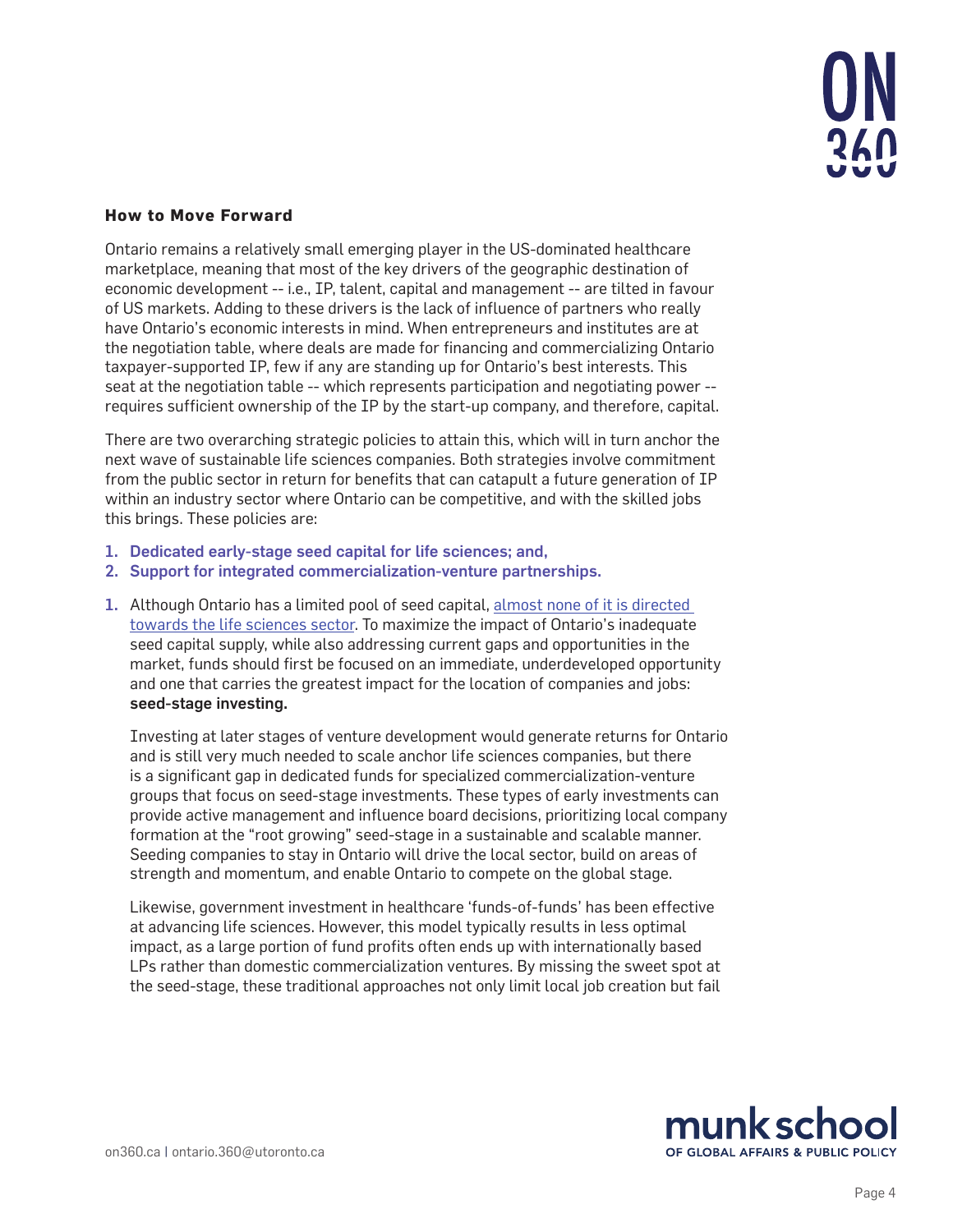## How to Move Forward

Ontario remains a relatively small emerging player in the US-dominated healthcare marketplace, meaning that most of the key drivers of the geographic destination of economic development -- i.e., IP, talent, capital and management -- are tilted in favour of US markets. Adding to these drivers is the lack of influence of partners who really have Ontario's economic interests in mind. When entrepreneurs and institutes are at the negotiation table, where deals are made for financing and commercializing Ontario taxpayer-supported IP, few if any are standing up for Ontario's best interests. This seat at the negotiation table -- which represents participation and negotiating power -- requires sufficient ownership of the IP by the start-up company, and therefore, capital.

There are two overarching strategic policies to attain this, which will in turn anchor the next wave of sustainable life sciences companies. Both strategies involve commitment from the public sector in return for benefits that can catapult a future generation of IP within an industry sector where Ontario can be competitive, and with the skilled jobs this brings. These policies are:

1. **Dedicated early-stage seed capital for life sciences; and,**
2. **Support for integrated commercialization-venture partnerships.**

1. Although Ontario has a limited pool of seed capital, almost none of it is directed towards the life sciences sector. To maximize the impact of Ontario's inadequate seed capital supply, while also addressing current gaps and opportunities in the market, funds should first be focused on an immediate, underdeveloped opportunity and one that carries the greatest impact for the location of companies and jobs: **seed-stage investing.**

   Investing at later stages of venture development would generate returns for Ontario and is still very much needed to scale anchor life sciences companies, but there is a significant gap in dedicated funds for specialized commercialization-venture groups that focus on seed-stage investments. These types of early investments can provide active management and influence board decisions, prioritizing local company formation at the "root growing" seed-stage in a sustainable and scalable manner. Seeding companies to stay in Ontario will drive the local sector, build on areas of strength and momentum, and enable Ontario to compete on the global stage.

   Likewise, government investment in healthcare 'funds-of-funds' has been effective at advancing life sciences. However, this model typically results in less optimal impact, as a large portion of fund profits often ends up with internationally based LPs rather than domestic commercialization ventures. By missing the sweet spot at the seed-stage, these traditional approaches not only limit local job creation but fail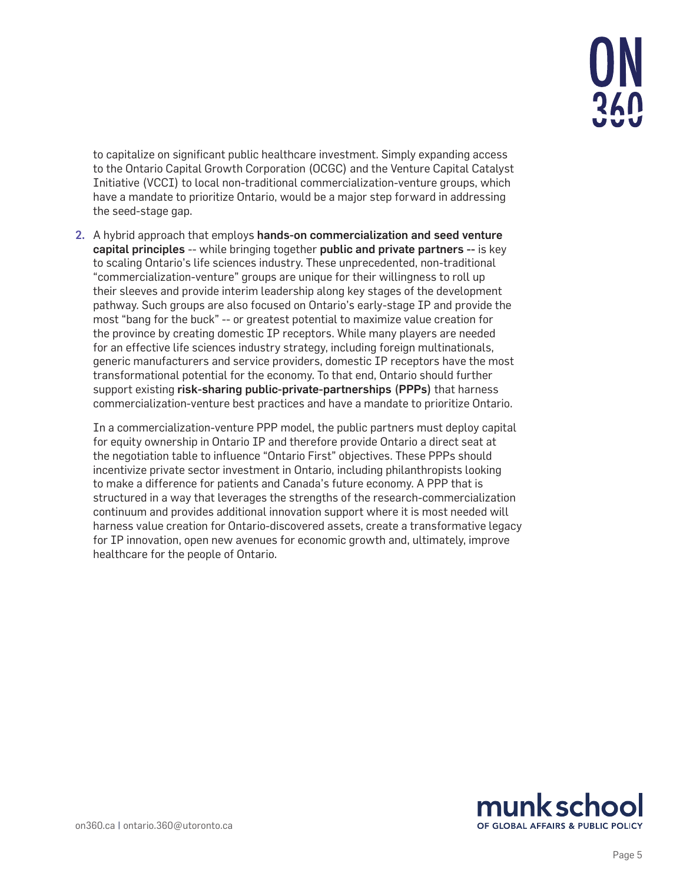to capitalize on significant public healthcare investment. Simply expanding access to the Ontario Capital Growth Corporation (OCGC) and the Venture Capital Catalyst Initiative (VCCI) to local non-traditional commercialization-venture groups, which have a mandate to prioritize Ontario, would be a major step forward in addressing the seed-stage gap.

2. A hybrid approach that employs **hands-on commercialization and seed venture capital principles** -- while bringing together **public and private partners --** is key to scaling Ontario's life sciences industry. These unprecedented, non-traditional "commercialization-venture" groups are unique for their willingness to roll up their sleeves and provide interim leadership along key stages of the development pathway. Such groups are also focused on Ontario's early-stage IP and provide the most "bang for the buck" -- or greatest potential to maximize value creation for the province by creating domestic IP receptors. While many players are needed for an effective life sciences industry strategy, including foreign multinationals, generic manufacturers and service providers, domestic IP receptors have the most transformational potential for the economy. To that end, Ontario should further support existing **risk-sharing public-private-partnerships (PPPs)** that harness commercialization-venture best practices and have a mandate to prioritize Ontario.

   In a commercialization-venture PPP model, the public partners must deploy capital for equity ownership in Ontario IP and therefore provide Ontario a direct seat at the negotiation table to influence "Ontario First" objectives. These PPPs should incentivize private sector investment in Ontario, including philanthropists looking to make a difference for patients and Canada's future economy. A PPP that is structured in a way that leverages the strengths of the research-commercialization continuum and provides additional innovation support where it is most needed will harness value creation for Ontario-discovered assets, create a transformative legacy for IP innovation, open new avenues for economic growth and, ultimately, improve healthcare for the people of Ontario.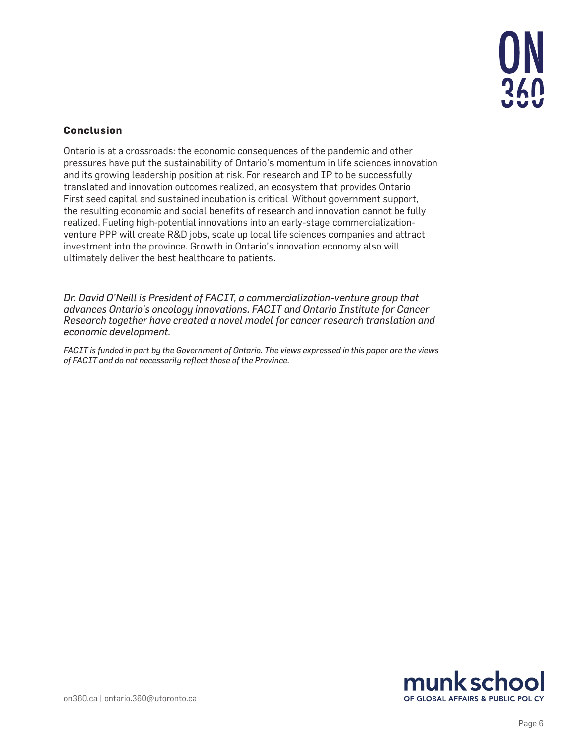## Conclusion

Ontario is at a crossroads: the economic consequences of the pandemic and other pressures have put the sustainability of Ontario's momentum in life sciences innovation and its growing leadership position at risk. For research and IP to be successfully translated and innovation outcomes realized, an ecosystem that provides Ontario First seed capital and sustained incubation is critical. Without government support, the resulting economic and social benefits of research and innovation cannot be fully realized. Fueling high-potential innovations into an early-stage commercialization-venture PPP will create R&D jobs, scale up local life sciences companies and attract investment into the province. Growth in Ontario's innovation economy also will ultimately deliver the best healthcare to patients.

*Dr. David O'Neill is President of FACIT, a commercialization-venture group that advances Ontario's oncology innovations. FACIT and Ontario Institute for Cancer Research together have created a novel model for cancer research translation and economic development.*

*FACIT is funded in part by the Government of Ontario. The views expressed in this paper are the views of FACIT and do not necessarily reflect those of the Province.*